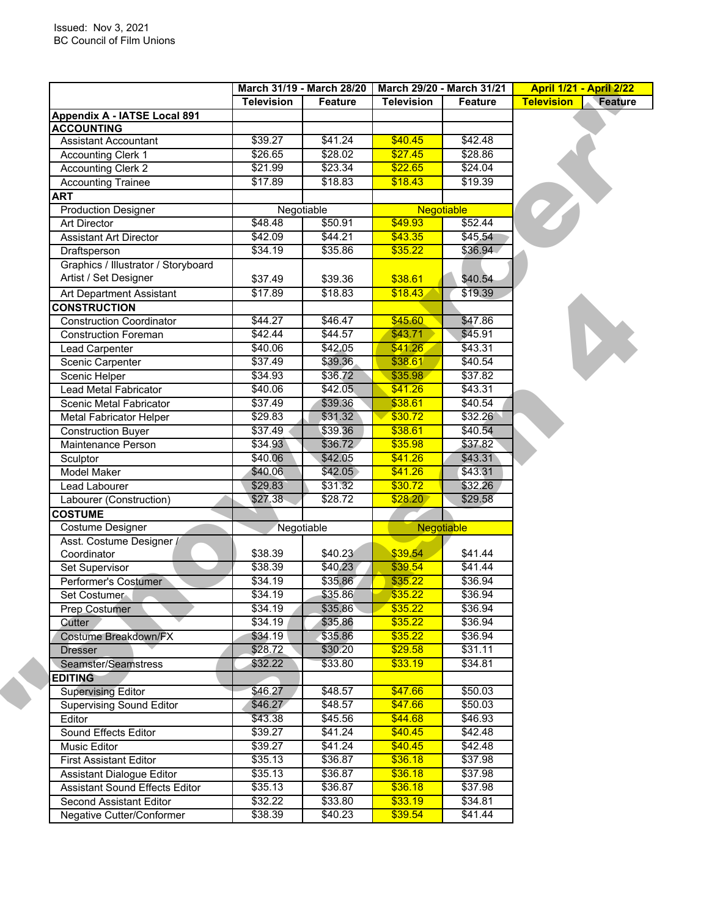Issued: Nov 3, 2021
BC Council of Film Unions

| | March 31/19 - March 28/20 | | March 29/20 - March 31/21 | | April 1/21 - April 2/22 | |
|---|---|---|---|---|---|---|
| | Television | Feature | Television | Feature | Television | Feature |
| **Appendix A - IATSE Local 891** | | | | | | |
| **ACCOUNTING** | | | | | | |
| Assistant Accountant | $39.27 | $41.24 | $40.45 | $42.48 | | |
| Accounting Clerk 1 | $26.65 | $28.02 | $27.45 | $28.86 | | |
| Accounting Clerk 2 | $21.99 | $23.34 | $22.65 | $24.04 | | |
| Accounting Trainee | $17.89 | $18.83 | $18.43 | $19.39 | | |
| **ART** | | | | | | |
| Production Designer | Negotiable | | Negotiable | | | |
| Art Director | $48.48 | $50.91 | $49.93 | $52.44 | | |
| Assistant Art Director | $42.09 | $44.21 | $43.35 | $45.54 | | |
| Draftsperson | $34.19 | $35.86 | $35.22 | $36.94 | | |
| Graphics / Illustrator / Storyboard Artist / Set Designer | $37.49 | $39.36 | $38.61 | $40.54 | | |
| Art Department Assistant | $17.89 | $18.83 | $18.43 | $19.39 | | |
| **CONSTRUCTION** | | | | | | |
| Construction Coordinator | $44.27 | $46.47 | $45.60 | $47.86 | | |
| Construction Foreman | $42.44 | $44.57 | $43.71 | $45.91 | | |
| Lead Carpenter | $40.06 | $42.05 | $41.26 | $43.31 | | |
| Scenic Carpenter | $37.49 | $39.36 | $38.61 | $40.54 | | |
| Scenic Helper | $34.93 | $36.72 | $35.98 | $37.82 | | |
| Lead Metal Fabricator | $40.06 | $42.05 | $41.26 | $43.31 | | |
| Scenic Metal Fabricator | $37.49 | $39.36 | $38.61 | $40.54 | | |
| Metal Fabricator Helper | $29.83 | $31.32 | $30.72 | $32.26 | | |
| Construction Buyer | $37.49 | $39.36 | $38.61 | $40.54 | | |
| Maintenance Person | $34.93 | $36.72 | $35.98 | $37.82 | | |
| Sculptor | $40.06 | $42.05 | $41.26 | $43.31 | | |
| Model Maker | $40.06 | $42.05 | $41.26 | $43.31 | | |
| Lead Labourer | $29.83 | $31.32 | $30.72 | $32.26 | | |
| Labourer (Construction) | $27.38 | $28.72 | $28.20 | $29.58 | | |
| **COSTUME** | | | | | | |
| Costume Designer | Negotiable | | Negotiable | | | |
| Asst. Costume Designer / Coordinator | $38.39 | $40.23 | $39.54 | $41.44 | | |
| Set Supervisor | $38.39 | $40.23 | $39.54 | $41.44 | | |
| Performer's Costumer | $34.19 | $35.86 | $35.22 | $36.94 | | |
| Set Costumer | $34.19 | $35.86 | $35.22 | $36.94 | | |
| Prep Costumer | $34.19 | $35.86 | $35.22 | $36.94 | | |
| Cutter | $34.19 | $35.86 | $35.22 | $36.94 | | |
| Costume Breakdown/FX | $34.19 | $35.86 | $35.22 | $36.94 | | |
| Dresser | $28.72 | $30.20 | $29.58 | $31.11 | | |
| Seamster/Seamstress | $32.22 | $33.80 | $33.19 | $34.81 | | |
| **EDITING** | | | | | | |
| Supervising Editor | $46.27 | $48.57 | $47.66 | $50.03 | | |
| Supervising Sound Editor | $46.27 | $48.57 | $47.66 | $50.03 | | |
| Editor | $43.38 | $45.56 | $44.68 | $46.93 | | |
| Sound Effects Editor | $39.27 | $41.24 | $40.45 | $42.48 | | |
| Music Editor | $39.27 | $41.24 | $40.45 | $42.48 | | |
| First Assistant Editor | $35.13 | $36.87 | $36.18 | $37.98 | | |
| Assistant Dialogue Editor | $35.13 | $36.87 | $36.18 | $37.98 | | |
| Assistant Sound Effects Editor | $35.13 | $36.87 | $36.18 | $37.98 | | |
| Second Assistant Editor | $32.22 | $33.80 | $33.19 | $34.81 | | |
| Negative Cutter/Conformer | $38.39 | $40.23 | $39.54 | $41.44 | | |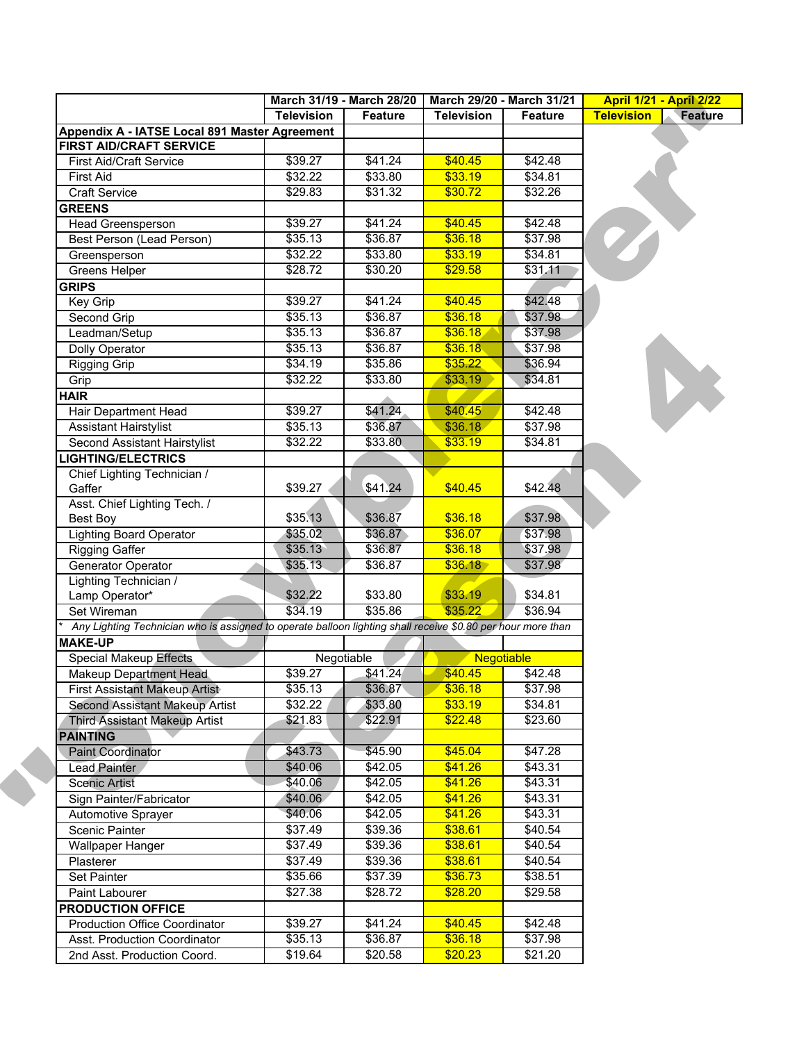| | March 31/19 - March 28/20 | | March 29/20 - March 31/21 | | April 1/21 - April 2/22 | |
|---|---|---|---|---|---|---|
| | Television | Feature | Television | Feature | Television | Feature |
| **Appendix A - IATSE Local 891 Master Agreement** | | | | | | |
| **FIRST AID/CRAFT SERVICE** | | | | | | |
| First Aid/Craft Service | $39.27 | $41.24 | $40.45 | $42.48 | | |
| First Aid | $32.22 | $33.80 | $33.19 | $34.81 | | |
| Craft Service | $29.83 | $31.32 | $30.72 | $32.26 | | |
| **GREENS** | | | | | | |
| Head Greensperson | $39.27 | $41.24 | $40.45 | $42.48 | | |
| Best Person (Lead Person) | $35.13 | $36.87 | $36.18 | $37.98 | | |
| Greensperson | $32.22 | $33.80 | $33.19 | $34.81 | | |
| Greens Helper | $28.72 | $30.20 | $29.58 | $31.11 | | |
| **GRIPS** | | | | | | |
| Key Grip | $39.27 | $41.24 | $40.45 | $42.48 | | |
| Second Grip | $35.13 | $36.87 | $36.18 | $37.98 | | |
| Leadman/Setup | $35.13 | $36.87 | $36.18 | $37.98 | | |
| Dolly Operator | $35.13 | $36.87 | $36.18 | $37.98 | | |
| Rigging Grip | $34.19 | $35.86 | $35.22 | $36.94 | | |
| Grip | $32.22 | $33.80 | $33.19 | $34.81 | | |
| **HAIR** | | | | | | |
| Hair Department Head | $39.27 | $41.24 | $40.45 | $42.48 | | |
| Assistant Hairstylist | $35.13 | $36.87 | $36.18 | $37.98 | | |
| Second Assistant Hairstylist | $32.22 | $33.80 | $33.19 | $34.81 | | |
| **LIGHTING/ELECTRICS** | | | | | | |
| Chief Lighting Technician / Gaffer | $39.27 | $41.24 | $40.45 | $42.48 | | |
| Asst. Chief Lighting Tech. / Best Boy | $35.13 | $36.87 | $36.18 | $37.98 | | |
| Lighting Board Operator | $35.02 | $36.87 | $36.07 | $37.98 | | |
| Rigging Gaffer | $35.13 | $36.87 | $36.18 | $37.98 | | |
| Generator Operator | $35.13 | $36.87 | $36.18 | $37.98 | | |
| Lighting Technician / Lamp Operator* | $32.22 | $33.80 | $33.19 | $34.81 | | |
| Set Wireman | $34.19 | $35.86 | $35.22 | $36.94 | | |
| * *Any Lighting Technician who is assigned to operate balloon lighting shall receive $0.80 per hour more than* | | | | | | |
| **MAKE-UP** | | | | | | |
| Special Makeup Effects | Negotiable | | Negotiable | | | |
| Makeup Department Head | $39.27 | $41.24 | $40.45 | $42.48 | | |
| First Assistant Makeup Artist | $35.13 | $36.87 | $36.18 | $37.98 | | |
| Second Assistant Makeup Artist | $32.22 | $33.80 | $33.19 | $34.81 | | |
| Third Assistant Makeup Artist | $21.83 | $22.91 | $22.48 | $23.60 | | |
| **PAINTING** | | | | | | |
| Paint Coordinator | $43.73 | $45.90 | $45.04 | $47.28 | | |
| Lead Painter | $40.06 | $42.05 | $41.26 | $43.31 | | |
| Scenic Artist | $40.06 | $42.05 | $41.26 | $43.31 | | |
| Sign Painter/Fabricator | $40.06 | $42.05 | $41.26 | $43.31 | | |
| Automotive Sprayer | $40.06 | $42.05 | $41.26 | $43.31 | | |
| Scenic Painter | $37.49 | $39.36 | $38.61 | $40.54 | | |
| Wallpaper Hanger | $37.49 | $39.36 | $38.61 | $40.54 | | |
| Plasterer | $37.49 | $39.36 | $38.61 | $40.54 | | |
| Set Painter | $35.66 | $37.39 | $36.73 | $38.51 | | |
| Paint Labourer | $27.38 | $28.72 | $28.20 | $29.58 | | |
| **PRODUCTION OFFICE** | | | | | | |
| Production Office Coordinator | $39.27 | $41.24 | $40.45 | $42.48 | | |
| Asst. Production Coordinator | $35.13 | $36.87 | $36.18 | $37.98 | | |
| 2nd Asst. Production Coord. | $19.64 | $20.58 | $20.23 | $21.20 | | |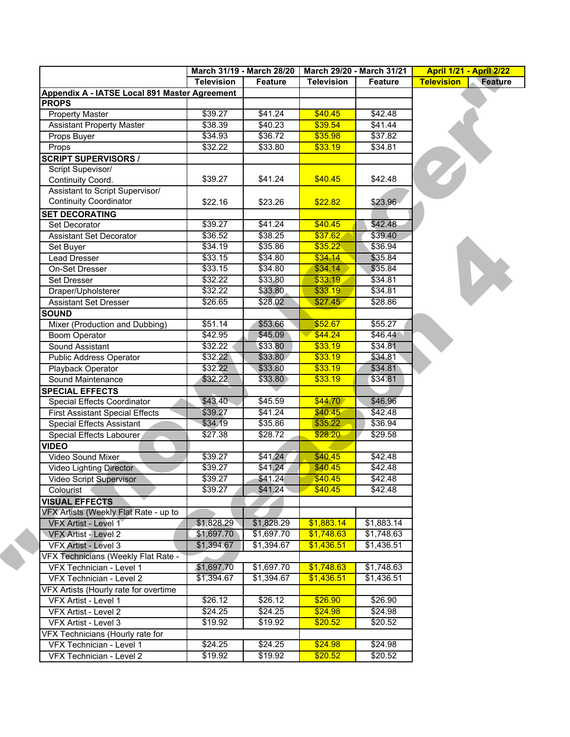| | March 31/19 - March 28/20 | | March 29/20 - March 31/21 | | April 1/21 - April 2/22 | |
|---|---|---|---|---|---|---|
| | Television | Feature | Television | Feature | Television | Feature |
| **Appendix A - IATSE Local 891 Master Agreement** | | | | | | |
| **PROPS** | | | | | | |
| Property Master | $39.27 | $41.24 | $40.45 | $42.48 | | |
| Assistant Property Master | $38.39 | $40.23 | $39.54 | $41.44 | | |
| Props Buyer | $34.93 | $36.72 | $35.98 | $37.82 | | |
| Props | $32.22 | $33.80 | $33.19 | $34.81 | | |
| **SCRIPT SUPERVISORS /** | | | | | | |
| Script Supervisor/ Continuity Coord. | $39.27 | $41.24 | $40.45 | $42.48 | | |
| Assistant to Script Supervisor/ Continuity Coordinator | $22.16 | $23.26 | $22.82 | $23.96 | | |
| **SET DECORATING** | | | | | | |
| Set Decorator | $39.27 | $41.24 | $40.45 | $42.48 | | |
| Assistant Set Decorator | $36.52 | $38.25 | $37.62 | $39.40 | | |
| Set Buyer | $34.19 | $35.86 | $35.22 | $36.94 | | |
| Lead Dresser | $33.15 | $34.80 | $34.14 | $35.84 | | |
| On-Set Dresser | $33.15 | $34.80 | $34.14 | $35.84 | | |
| Set Dresser | $32.22 | $33.80 | $33.19 | $34.81 | | |
| Draper/Upholsterer | $32.22 | $33.80 | $33.19 | $34.81 | | |
| Assistant Set Dresser | $26.65 | $28.02 | $27.45 | $28.86 | | |
| **SOUND** | | | | | | |
| Mixer (Production and Dubbing) | $51.14 | $53.66 | $52.67 | $55.27 | | |
| Boom Operator | $42.95 | $45.09 | $44.24 | $46.44 | | |
| Sound Assistant | $32.22 | $33.80 | $33.19 | $34.81 | | |
| Public Address Operator | $32.22 | $33.80 | $33.19 | $34.81 | | |
| Playback Operator | $32.22 | $33.80 | $33.19 | $34.81 | | |
| Sound Maintenance | $32.22 | $33.80 | $33.19 | $34.81 | | |
| **SPECIAL EFFECTS** | | | | | | |
| Special Effects Coordinator | $43.40 | $45.59 | $44.70 | $46.96 | | |
| First Assistant Special Effects | $39.27 | $41.24 | $40.45 | $42.48 | | |
| Special Effects Assistant | $34.19 | $35.86 | $35.22 | $36.94 | | |
| Special Effects Labourer | $27.38 | $28.72 | $28.20 | $29.58 | | |
| **VIDEO** | | | | | | |
| Video Sound Mixer | $39.27 | $41.24 | $40.45 | $42.48 | | |
| Video Lighting Director | $39.27 | $41.24 | $40.45 | $42.48 | | |
| Video Script Supervisor | $39.27 | $41.24 | $40.45 | $42.48 | | |
| Colourist | $39.27 | $41.24 | $40.45 | $42.48 | | |
| **VISUAL EFFECTS** | | | | | | |
| VFX Artists (Weekly Flat Rate - up to | | | | | | |
| VFX Artist - Level 1 | $1,828.29 | $1,828.29 | $1,883.14 | $1,883.14 | | |
| VFX Artist - Level 2 | $1,697.70 | $1,697.70 | $1,748.63 | $1,748.63 | | |
| VFX Artist - Level 3 | $1,394.67 | $1,394.67 | $1,436.51 | $1,436.51 | | |
| VFX Technicians (Weekly Flat Rate - | | | | | | |
| VFX Technician - Level 1 | $1,697.70 | $1,697.70 | $1,748.63 | $1,748.63 | | |
| VFX Technician - Level 2 | $1,394.67 | $1,394.67 | $1,436.51 | $1,436.51 | | |
| VFX Artists (Hourly rate for overtime | | | | | | |
| VFX Artist - Level 1 | $26.12 | $26.12 | $26.90 | $26.90 | | |
| VFX Artist - Level 2 | $24.25 | $24.25 | $24.98 | $24.98 | | |
| VFX Artist - Level 3 | $19.92 | $19.92 | $20.52 | $20.52 | | |
| VFX Technicians (Hourly rate for | | | | | | |
| VFX Technician - Level 1 | $24.25 | $24.25 | $24.98 | $24.98 | | |
| VFX Technician - Level 2 | $19.92 | $19.92 | $20.52 | $20.52 | | |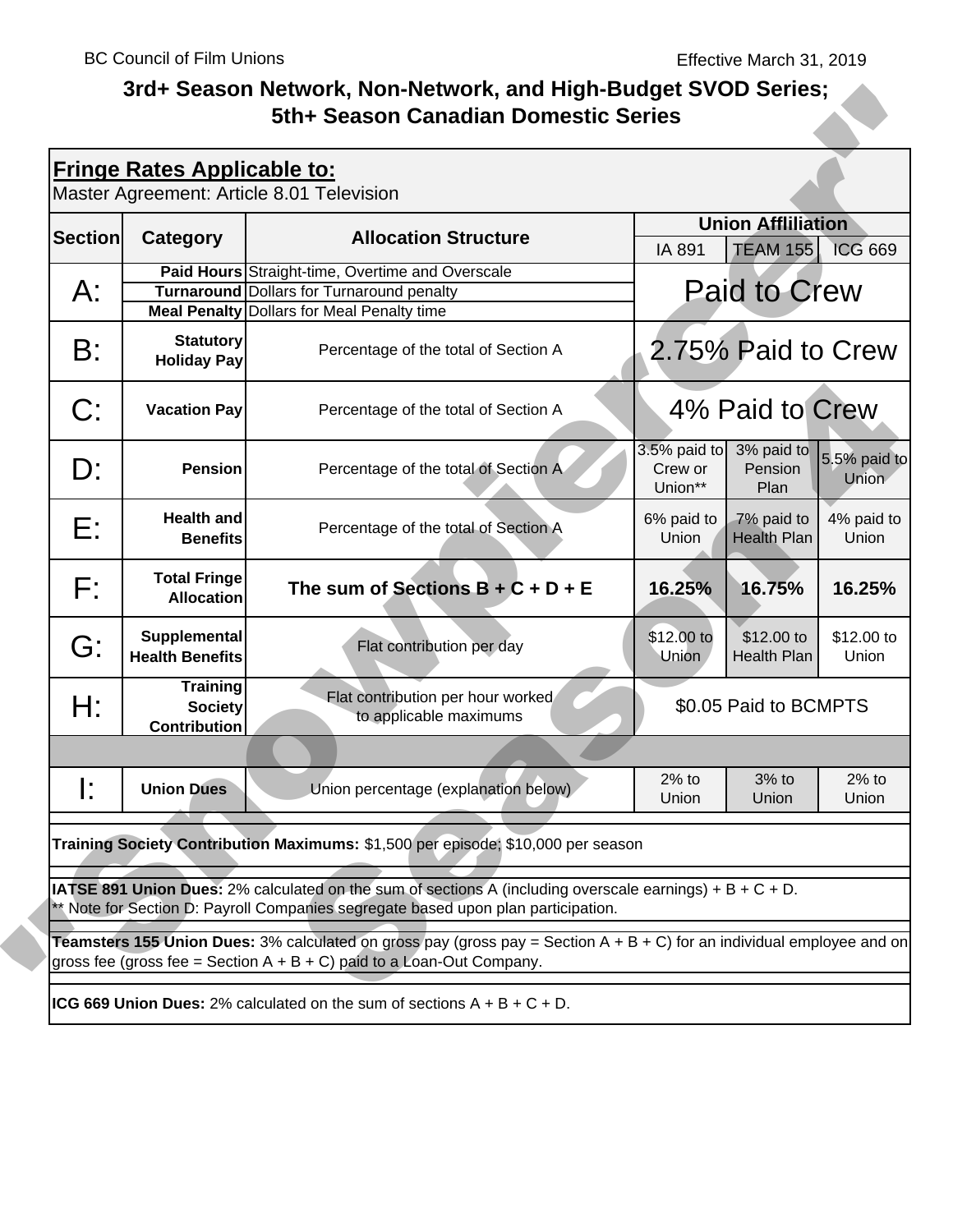BC Council of Film Unions

Effective March 31, 2019

# 3rd+ Season Network, Non-Network, and High-Budget SVOD Series; 5th+ Season Canadian Domestic Series

## Fringe Rates Applicable to:

Master Agreement: Article 8.01 Television

| Section | Category | Allocation Structure | Union Affliliation | | |
|---|---|---|---|---|---|
| | | | IA 891 | TEAM 155 | ICG 669 |
| A: | Paid Hours | Straight-time, Overtime and Overscale | Paid to Crew | | |
| | Turnaround | Dollars for Turnaround penalty | | | |
| | Meal Penalty | Dollars for Meal Penalty time | | | |
| B: | Statutory Holiday Pay | Percentage of the total of Section A | 2.75% Paid to Crew | | |
| C: | Vacation Pay | Percentage of the total of Section A | 4% Paid to Crew | | |
| D: | Pension | Percentage of the total of Section A | 3.5% paid to Crew or Union** | 3% paid to Pension Plan | 5.5% paid to Union |
| E: | Health and Benefits | Percentage of the total of Section A | 6% paid to Union | 7% paid to Health Plan | 4% paid to Union |
| F: | Total Fringe Allocation | **The sum of Sections B + C + D + E** | **16.25%** | **16.75%** | **16.25%** |
| G: | Supplemental Health Benefits | Flat contribution per day | $12.00 to Union | $12.00 to Health Plan | $12.00 to Union |
| H: | Training Society Contribution | Flat contribution per hour worked to applicable maximums | $0.05 Paid to BCMPTS | | |
| I: | Union Dues | Union percentage (explanation below) | 2% to Union | 3% to Union | 2% to Union |

**Training Society Contribution Maximums:** $1,500 per episode; $10,000 per season

**IATSE 891 Union Dues:** 2% calculated on the sum of sections A (including overscale earnings) + B + C + D.
** Note for Section D: Payroll Companies segregate based upon plan participation.

**Teamsters 155 Union Dues:** 3% calculated on gross pay (gross pay = Section A + B + C) for an individual employee and on gross fee (gross fee = Section A + B + C) paid to a Loan-Out Company.

**ICG 669 Union Dues:** 2% calculated on the sum of sections A + B + C + D.